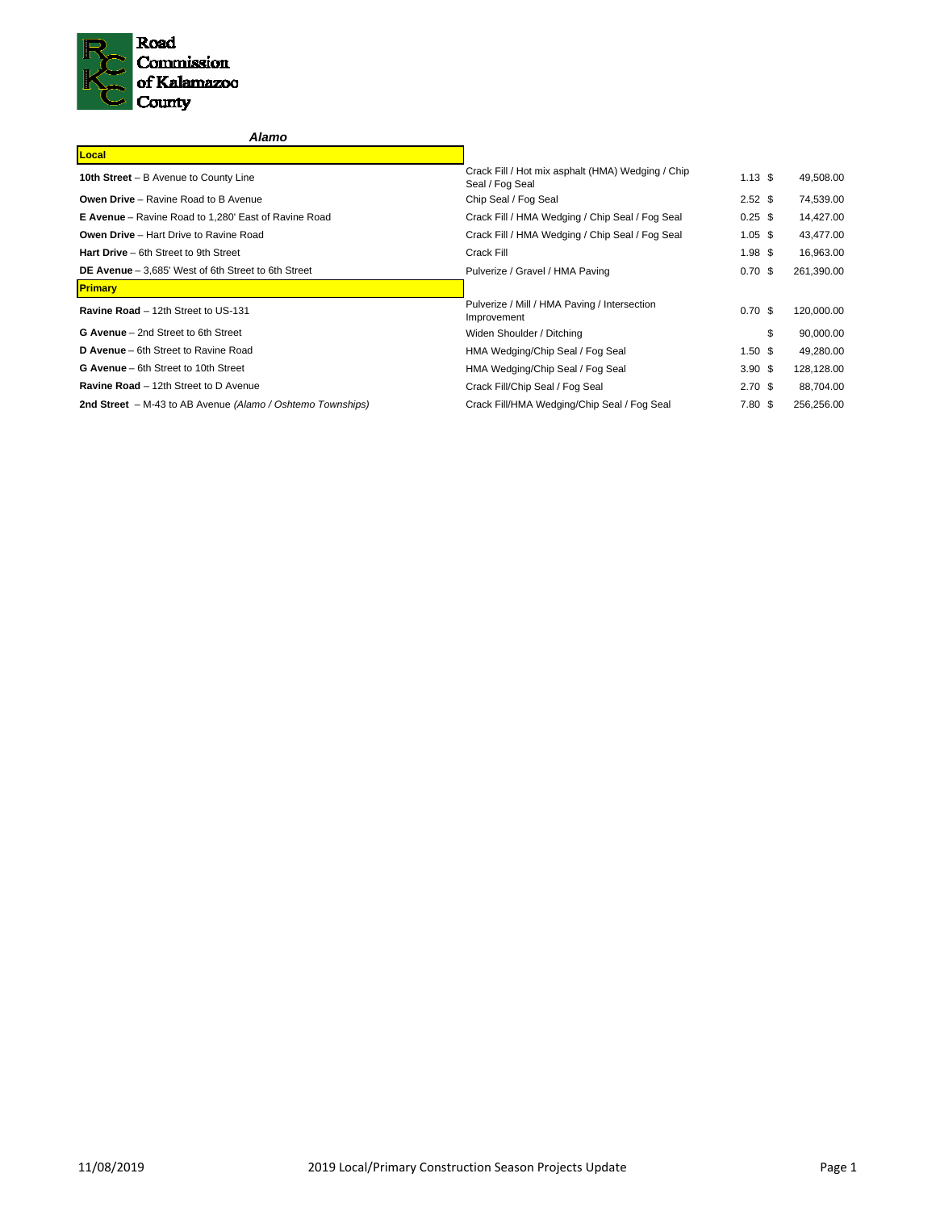Road Commission of Kalamazoo County

### *Alamo*

| Local | | | |
|---|---|---|---|
| **10th Street** – B Avenue to County Line | Crack Fill / Hot mix asphalt (HMA) Wedging / Chip Seal / Fog Seal | 1.13 | $ 49,508.00 |
| **Owen Drive** – Ravine Road to B Avenue | Chip Seal / Fog Seal | 2.52 | $ 74,539.00 |
| **E Avenue** – Ravine Road to 1,280' East of Ravine Road | Crack Fill / HMA Wedging / Chip Seal / Fog Seal | 0.25 | $ 14,427.00 |
| **Owen Drive** – Hart Drive to Ravine Road | Crack Fill / HMA Wedging / Chip Seal / Fog Seal | 1.05 | $ 43,477.00 |
| **Hart Drive** – 6th Street to 9th Street | Crack Fill | 1.98 | $ 16,963.00 |
| **DE Avenue** – 3,685' West of 6th Street to 6th Street | Pulverize / Gravel / HMA Paving | 0.70 | $ 261,390.00 |
| **Primary** | | | |
| **Ravine Road** – 12th Street to US-131 | Pulverize / Mill / HMA Paving / Intersection Improvement | 0.70 | $ 120,000.00 |
| **G Avenue** – 2nd Street to 6th Street | Widen Shoulder / Ditching | | $ 90,000.00 |
| **D Avenue** – 6th Street to Ravine Road | HMA Wedging/Chip Seal / Fog Seal | 1.50 | $ 49,280.00 |
| **G Avenue** – 6th Street to 10th Street | HMA Wedging/Chip Seal / Fog Seal | 3.90 | $ 128,128.00 |
| **Ravine Road** – 12th Street to D Avenue | Crack Fill/Chip Seal / Fog Seal | 2.70 | $ 88,704.00 |
| **2nd Street** – M-43 to AB Avenue *(Alamo / Oshtemo Townships)* | Crack Fill/HMA Wedging/Chip Seal / Fog Seal | 7.80 | $ 256,256.00 |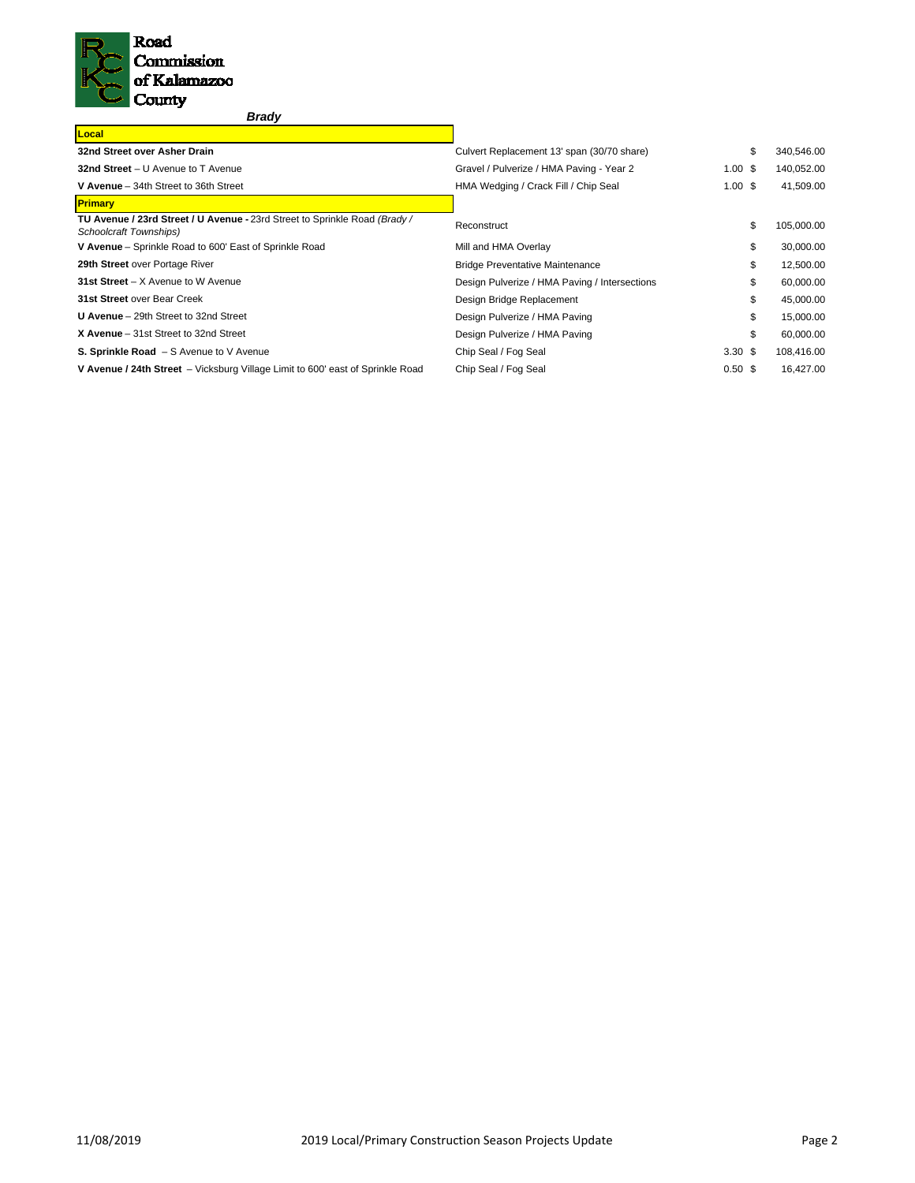Road Commission of Kalamazoo County

## *Brady*

| Project | Work | Miles | Cost |
|---|---|---|---|
| **Local** | | | |
| **32nd Street over Asher Drain** | Culvert Replacement 13' span (30/70 share) | | $ 340,546.00 |
| **32nd Street** – U Avenue to T Avenue | Gravel / Pulverize / HMA Paving - Year 2 | 1.00 | $ 140,052.00 |
| **V Avenue** – 34th Street to 36th Street | HMA Wedging / Crack Fill / Chip Seal | 1.00 | $ 41,509.00 |
| **Primary** | | | |
| **TU Avenue / 23rd Street / U Avenue -** 23rd Street to Sprinkle Road *(Brady / Schoolcraft Townships)* | Reconstruct | | $ 105,000.00 |
| **V Avenue** – Sprinkle Road to 600' East of Sprinkle Road | Mill and HMA Overlay | | $ 30,000.00 |
| **29th Street** over Portage River | Bridge Preventative Maintenance | | $ 12,500.00 |
| **31st Street** – X Avenue to W Avenue | Design Pulverize / HMA Paving / Intersections | | $ 60,000.00 |
| **31st Street** over Bear Creek | Design Bridge Replacement | | $ 45,000.00 |
| **U Avenue** – 29th Street to 32nd Street | Design Pulverize / HMA Paving | | $ 15,000.00 |
| **X Avenue** – 31st Street to 32nd Street | Design Pulverize / HMA Paving | | $ 60,000.00 |
| **S. Sprinkle Road** – S Avenue to V Avenue | Chip Seal / Fog Seal | 3.30 | $ 108,416.00 |
| **V Avenue / 24th Street** – Vicksburg Village Limit to 600' east of Sprinkle Road | Chip Seal / Fog Seal | 0.50 | $ 16,427.00 |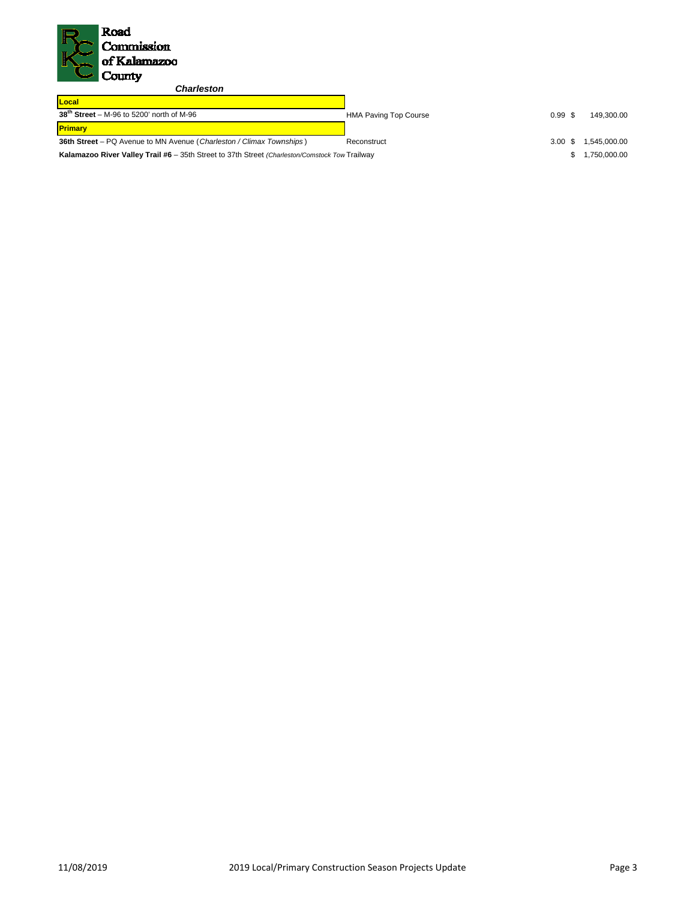Road Commission of Kalamazoo County

### *Charleston*

| Project | Type | Miles | Cost |
|---|---|---|---|
| **Local** | | | |
| **38th Street** – M-96 to 5200' north of M-96 | HMA Paving Top Course | 0.99 | $ 149,300.00 |
| **Primary** | | | |
| **36th Street** – PQ Avenue to MN Avenue (*Charleston / Climax Townships*) | Reconstruct | 3.00 | $ 1,545,000.00 |
| **Kalamazoo River Valley Trail #6** – 35th Street to 37th Street *(Charleston/Comstock Tow* | Trailway | | $ 1,750,000.00 |

11/08/2019 2019 Local/Primary Construction Season Projects Update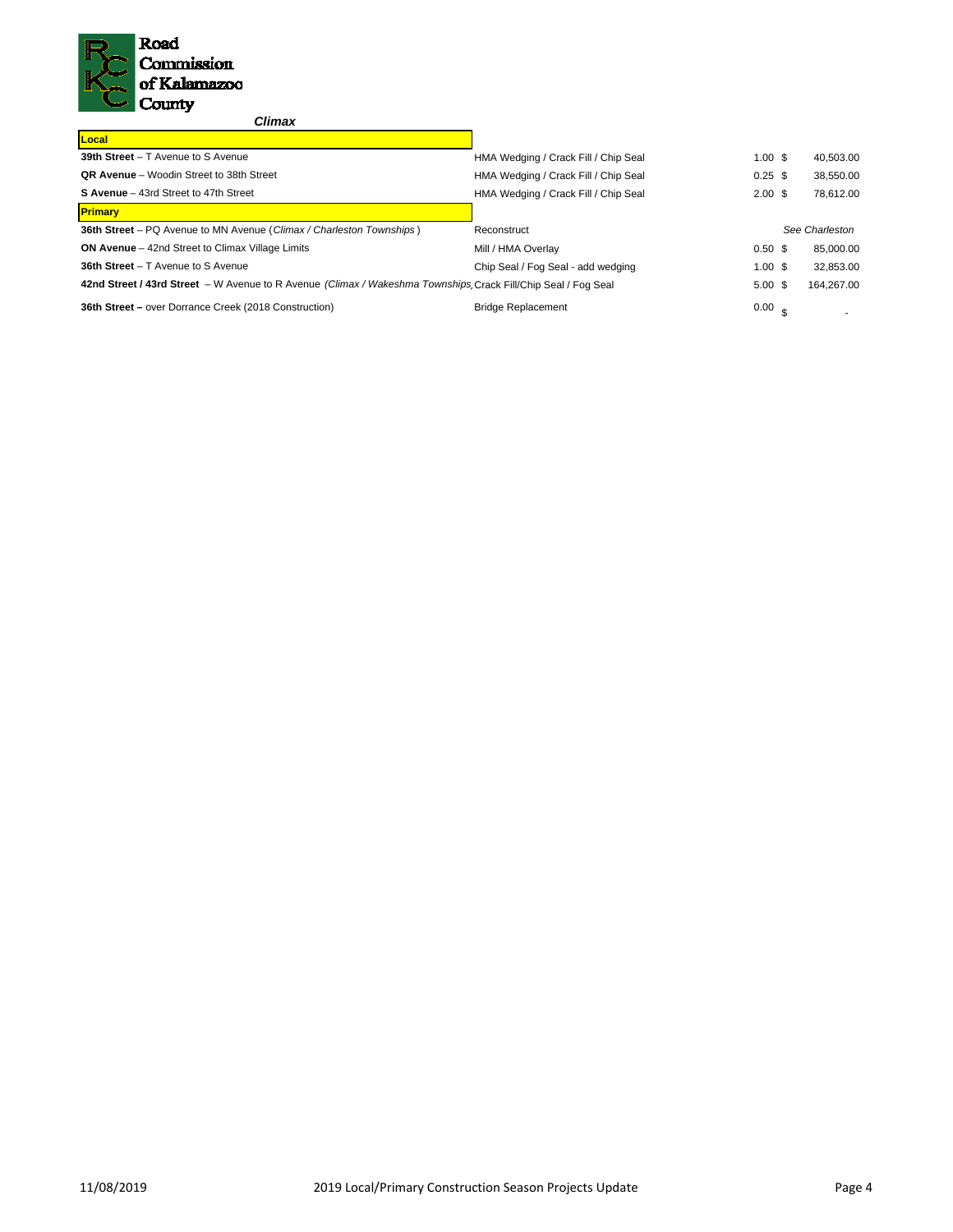Road Commission of Kalamazoo County

***Climax***

| Project | Treatment | Miles | Cost |
|---|---|---|---|
| **Local** | | | |
| **39th Street** – T Avenue to S Avenue | HMA Wedging / Crack Fill / Chip Seal | 1.00 | $ 40,503.00 |
| **QR Avenue** – Woodin Street to 38th Street | HMA Wedging / Crack Fill / Chip Seal | 0.25 | $ 38,550.00 |
| **S Avenue** – 43rd Street to 47th Street | HMA Wedging / Crack Fill / Chip Seal | 2.00 | $ 78,612.00 |
| **Primary** | | | |
| **36th Street** – PQ Avenue to MN Avenue (*Climax / Charleston Townships*) | Reconstruct | | *See Charleston* |
| **ON Avenue** – 42nd Street to Climax Village Limits | Mill / HMA Overlay | 0.50 | $ 85,000.00 |
| **36th Street** – T Avenue to S Avenue | Chip Seal / Fog Seal - add wedging | 1.00 | $ 32,853.00 |
| **42nd Street / 43rd Street** – W Avenue to R Avenue *(Climax / Wakeshma Townships)* | Crack Fill/Chip Seal / Fog Seal | 5.00 | $ 164,267.00 |
| **36th Street –** over Dorrance Creek (2018 Construction) | Bridge Replacement | 0.00 | $ - |

11/08/2019 2019 Local/Primary Construction Season Projects Update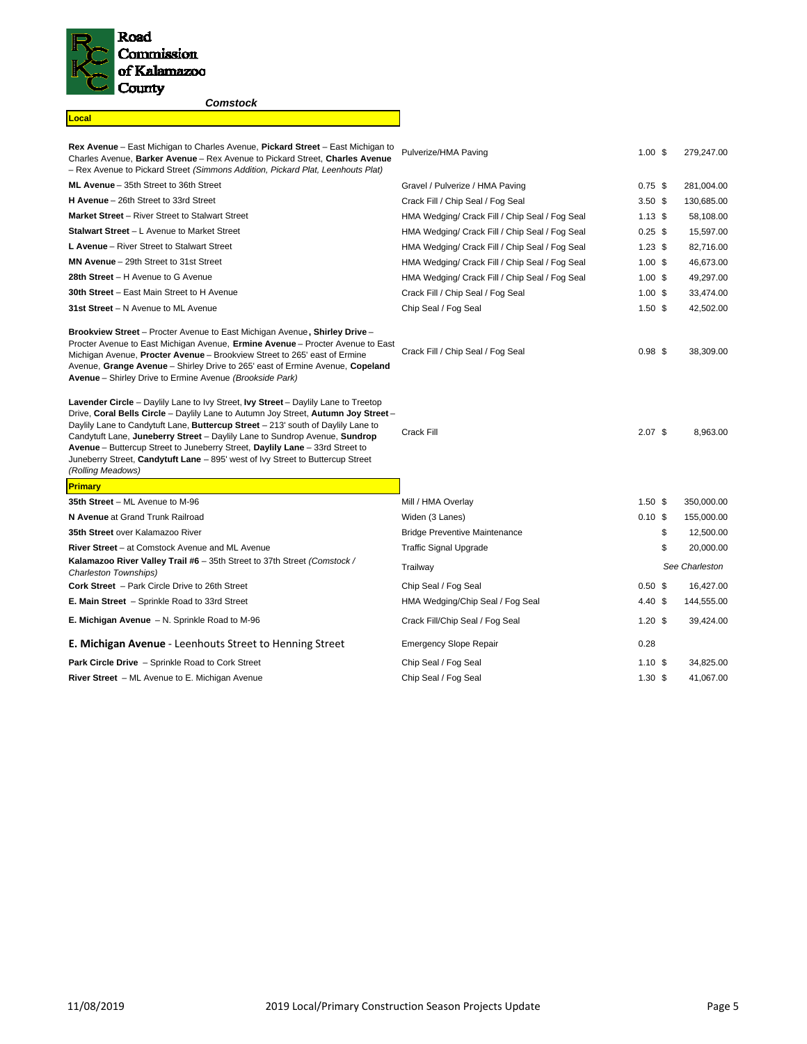Road Commission of Kalamazoo County

**Comstock**

| Project | Work Type | Miles | Cost |
|---|---|---|---|
| **Local** | | | |
| **Rex Avenue** – East Michigan to Charles Avenue, **Pickard Street** – East Michigan to Charles Avenue, **Barker Avenue** – Rex Avenue to Pickard Street, **Charles Avenue** – Rex Avenue to Pickard Street *(Simmons Addition, Pickard Plat, Leenhouts Plat)* | Pulverize/HMA Paving | 1.00 | $ 279,247.00 |
| **ML Avenue** – 35th Street to 36th Street | Gravel / Pulverize / HMA Paving | 0.75 | $ 281,004.00 |
| **H Avenue** – 26th Street to 33rd Street | Crack Fill / Chip Seal / Fog Seal | 3.50 | $ 130,685.00 |
| **Market Street** – River Street to Stalwart Street | HMA Wedging/ Crack Fill / Chip Seal / Fog Seal | 1.13 | $ 58,108.00 |
| **Stalwart Street** – L Avenue to Market Street | HMA Wedging/ Crack Fill / Chip Seal / Fog Seal | 0.25 | $ 15,597.00 |
| **L Avenue** – River Street to Stalwart Street | HMA Wedging/ Crack Fill / Chip Seal / Fog Seal | 1.23 | $ 82,716.00 |
| **MN Avenue** – 29th Street to 31st Street | HMA Wedging/ Crack Fill / Chip Seal / Fog Seal | 1.00 | $ 46,673.00 |
| **28th Street** – H Avenue to G Avenue | HMA Wedging/ Crack Fill / Chip Seal / Fog Seal | 1.00 | $ 49,297.00 |
| **30th Street** – East Main Street to H Avenue | Crack Fill / Chip Seal / Fog Seal | 1.00 | $ 33,474.00 |
| **31st Street** – N Avenue to ML Avenue | Chip Seal / Fog Seal | 1.50 | $ 42,502.00 |
| **Brookview Street** – Procter Avenue to East Michigan Avenue, **Shirley Drive** – Procter Avenue to East Michigan Avenue, **Ermine Avenue** – Procter Avenue to East Michigan Avenue, **Procter Avenue** – Brookview Street to 265' east of Ermine Avenue, **Grange Avenue** – Shirley Drive to 265' east of Ermine Avenue, **Copeland Avenue** – Shirley Drive to Ermine Avenue *(Brookside Park)* | Crack Fill / Chip Seal / Fog Seal | 0.98 | $ 38,309.00 |
| **Lavender Circle** – Daylily Lane to Ivy Street, **Ivy Street** – Daylily Lane to Treetop Drive, **Coral Bells Circle** – Daylily Lane to Autumn Joy Street, **Autumn Joy Street** – Daylily Lane to Candytuft Lane, **Buttercup Street** – 213' south of Daylily Lane to Candytuft Lane, **Juneberry Street** – Daylily Lane to Sundrop Avenue, **Sundrop Avenue** – Buttercup Street to Juneberry Street, **Daylily Lane** – 33rd Street to Juneberry Street, **Candytuft Lane** – 895' west of Ivy Street to Buttercup Street *(Rolling Meadows)* | Crack Fill | 2.07 | $ 8,963.00 |
| **Primary** | | | |
| **35th Street** – ML Avenue to M-96 | Mill / HMA Overlay | 1.50 | $ 350,000.00 |
| **N Avenue** at Grand Trunk Railroad | Widen (3 Lanes) | 0.10 | $ 155,000.00 |
| **35th Street** over Kalamazoo River | Bridge Preventive Maintenance | | $ 12,500.00 |
| **River Street** – at Comstock Avenue and ML Avenue | Traffic Signal Upgrade | | $ 20,000.00 |
| **Kalamazoo River Valley Trail #6** – 35th Street to 37th Street *(Comstock / Charleston Townships)* | Trailway | | *See Charleston* |
| **Cork Street** – Park Circle Drive to 26th Street | Chip Seal / Fog Seal | 0.50 | $ 16,427.00 |
| **E. Main Street** – Sprinkle Road to 33rd Street | HMA Wedging/Chip Seal / Fog Seal | 4.40 | $ 144,555.00 |
| **E. Michigan Avenue** – N. Sprinkle Road to M-96 | Crack Fill/Chip Seal / Fog Seal | 1.20 | $ 39,424.00 |
| **E. Michigan Avenue** - Leenhouts Street to Henning Street | Emergency Slope Repair | 0.28 | |
| **Park Circle Drive** – Sprinkle Road to Cork Street | Chip Seal / Fog Seal | 1.10 | $ 34,825.00 |
| **River Street** – ML Avenue to E. Michigan Avenue | Chip Seal / Fog Seal | 1.30 | $ 41,067.00 |

11/08/2019 — 2019 Local/Primary Construction Season Projects Update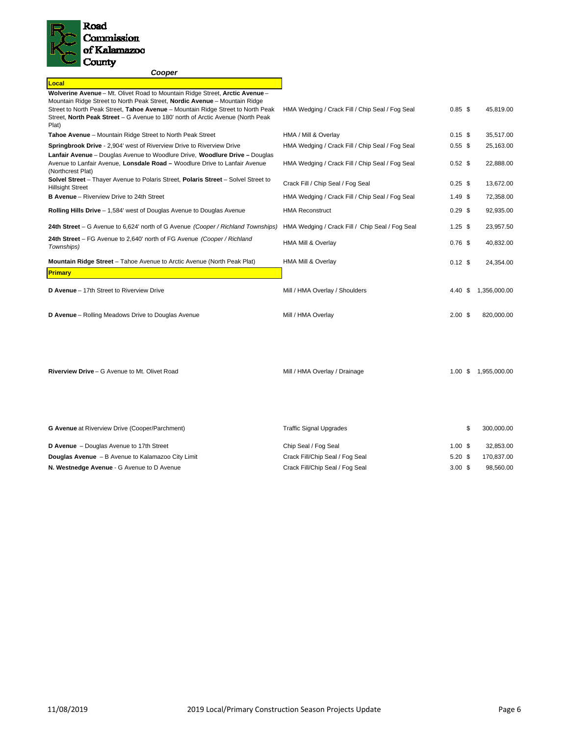Road Commission of Kalamazoo County

**Cooper**

| Location | Work | Miles | Cost |
|---|---|---|---|
| **Local** | | | |
| **Wolverine Avenue** – Mt. Olivet Road to Mountain Ridge Street, **Arctic Avenue** – Mountain Ridge Street to North Peak Street, **Nordic Avenue** – Mountain Ridge Street to North Peak Street, **Tahoe Avenue** – Mountain Ridge Street to North Peak Street, **North Peak Street** – G Avenue to 180' north of Arctic Avenue (North Peak Plat) | HMA Wedging / Crack Fill / Chip Seal / Fog Seal | 0.85 | $ 45,819.00 |
| **Tahoe Avenue** – Mountain Ridge Street to North Peak Street | HMA / Mill & Overlay | 0.15 | $ 35,517.00 |
| **Springbrook Drive** - 2,904' west of Riverview Drive to Riverview Drive | HMA Wedging / Crack Fill / Chip Seal / Fog Seal | 0.55 | $ 25,163.00 |
| **Lanfair Avenue** – Douglas Avenue to Woodlure Drive, **Woodlure Drive –** Douglas Avenue to Lanfair Avenue, **Lonsdale Road –** Woodlure Drive to Lanfair Avenue (Northcrest Plat) | HMA Wedging / Crack Fill / Chip Seal / Fog Seal | 0.52 | $ 22,888.00 |
| **Solvel Street** – Thayer Avenue to Polaris Street, **Polaris Street** – Solvel Street to Hillsight Street | Crack Fill / Chip Seal / Fog Seal | 0.25 | $ 13,672.00 |
| **B Avenue** – Riverview Drive to 24th Street | HMA Wedging / Crack Fill / Chip Seal / Fog Seal | 1.49 | $ 72,358.00 |
| **Rolling Hills Drive** – 1,584' west of Douglas Avenue to Douglas Avenue | HMA Reconstruct | 0.29 | $ 92,935.00 |
| **24th Street** – G Avenue to 6,624' north of G Avenue *(Cooper / Richland Townships)* | HMA Wedging / Crack Fill / Chip Seal / Fog Seal | 1.25 | $ 23,957.50 |
| **24th Street** – FG Avenue to 2,640' north of FG Avenue *(Cooper / Richland Townships)* | HMA Mill & Overlay | 0.76 | $ 40,832.00 |
| **Mountain Ridge Street** – Tahoe Avenue to Arctic Avenue (North Peak Plat) | HMA Mill & Overlay | 0.12 | $ 24,354.00 |
| **Primary** | | | |
| **D Avenue** – 17th Street to Riverview Drive | Mill / HMA Overlay / Shoulders | 4.40 | $ 1,356,000.00 |
| **D Avenue** – Rolling Meadows Drive to Douglas Avenue | Mill / HMA Overlay | 2.00 | $ 820,000.00 |
| **Riverview Drive** – G Avenue to Mt. Olivet Road | Mill / HMA Overlay / Drainage | 1.00 | $ 1,955,000.00 |
| **G Avenue** at Riverview Drive (Cooper/Parchment) | Traffic Signal Upgrades | | $ 300,000.00 |
| **D Avenue** – Douglas Avenue to 17th Street | Chip Seal / Fog Seal | 1.00 | $ 32,853.00 |
| **Douglas Avenue** – B Avenue to Kalamazoo City Limit | Crack Fill/Chip Seal / Fog Seal | 5.20 | $ 170,837.00 |
| **N. Westnedge Avenue** - G Avenue to D Avenue | Crack Fill/Chip Seal / Fog Seal | 3.00 | $ 98,560.00 |

11/08/2019 2019 Local/Primary Construction Season Projects Update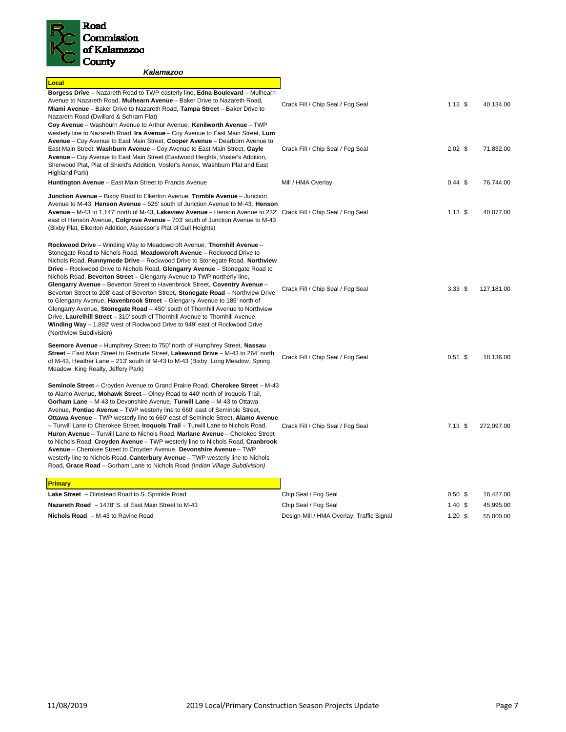Road Commission of Kalamazoo County

***Kalamazoo***

| Local | | | |
|---|---|---|---|
| **Borgess Drive** – Nazareth Road to TWP easterly line, **Edna Boulevard** – Mulhearn Avenue to Nazareth Road, **Mulhearn Avenue** – Baker Drive to Nazareth Road, **Miami Avenue** – Baker Drive to Nazareth Road, **Tampa Street** – Baker Drive to Nazareth Road (Dwillard & Schram Plat) | Crack Fill / Chip Seal / Fog Seal | 1.13 | $ 40,134.00 |
| **Coy Avenue** – Washburn Avenue to Arthur Avenue, **Kenilworth Avenue** – TWP westerly line to Nazareth Road, **Ira Avenue** – Coy Avenue to East Main Street, **Lum Avenue** – Coy Avenue to East Main Street, **Cooper Avenue** – Dearborn Avenue to East Main Street, **Washburn Avenue** – Coy Avenue to East Main Street, **Gayle Avenue** – Coy Avenue to East Main Street (Eastwood Heights, Vosler's Addition, Sherwood Plat, Plat of Shield's Addition, Vosler's Annex, Washburn Plat and East Highland Park) | Crack Fill / Chip Seal / Fog Seal | 2.02 | $ 71,832.00 |
| **Huntington Avenue** – East Main Street to Francis Avenue | Mill / HMA Overlay | 0.44 | $ 76,744.00 |
| **Junction Avenue** – Bixby Road to Elkerton Avenue, **Trimble Avenue** – Junction Avenue to M-43, **Henson Avenue** – 526' south of Junction Avenue to M-43, **Henson Avenue** – M-43 to 1,147' north of M-43, **Lakeview Avenue** – Henson Avenue to 232' east of Henson Avenue, **Colgrove Avenue** – 703' south of Junction Avenue to M-43 (Bixby Plat, Elkerton Addition, Assessor's Plat of Gull Heights) | Crack Fill / Chip Seal / Fog Seal | 1.13 | $ 40,077.00 |
| **Rockwood Drive** – Winding Way to Meadowcroft Avenue, **Thornhill Avenue** – Stonegate Road to Nichols Road, **Meadowcroft Avenue** – Rockwood Drive to Nichols Road, **Runnymede Drive** – Rockwood Drive to Stonegate Road, **Northview Drive** – Rockwood Drive to Nichols Road, **Glengarry Avenue** – Stonegate Road to Nichols Road, **Beverton Street** – Glengarry Avenue to TWP northerly line, **Glengarry Avenue** – Beverton Street to Havenbrook Street, **Coventry Avenue** – Beverton Street to 208' east of Beverton Street, **Stonegate Road** – Northview Drive to Glengarry Avenue, **Havenbrook Street** – Glengarry Avenue to 185' north of Glengarry Avenue, **Stonegate Road** – 450' south of Thornhill Avenue to Northview Drive, **Laurelhill Street** – 310' south of Thornhill Avenue to Thornhill Avenue, **Winding Way** – 1,892' west of Rockwood Drive to 949' east of Rockwood Drive (Northview Subdivision) | Crack Fill / Chip Seal / Fog Seal | 3.33 | $ 127,181.00 |
| **Seemore Avenue** – Humphrey Street to 750' north of Humphrey Street, **Nassau Street** – East Main Street to Gertrude Street, **Lakewood Drive** – M-43 to 264' north of M-43, Heather Lane – 213' south of M-43 to M-43 (Bixby, Long Meadow, Spring Meadow, King Realty, Jeffery Park) | Crack Fill / Chip Seal / Fog Seal | 0.51 | $ 18,136.00 |
| **Seminole Street** – Croyden Avenue to Grand Prairie Road, **Cherokee Street** – M-43 to Alamo Avenue, **Mohawk Street** – Olney Road to 440' north of Iroquois Trail, **Gorham Lane** – M-43 to Devonshire Avenue, **Turwill Lane** – M-43 to Ottawa Avenue, **Pontiac Avenue** – TWP westerly line to 660' east of Seminole Street, **Ottawa Avenue** – TWP westerly line to 660' east of Seminole Street, **Alamo Avenue** – Turwill Lane to Cherokee Street, **Iroquois Trail** – Turwill Lane to Nichols Road, **Huron Avenue** – Turwill Lane to Nichols Road, **Marlane Avenue** – Cherokee Street to Nichols Road, **Croyden Avenue** – TWP westerly line to Nichols Road, **Cranbrook Avenue** – Cherokee Street to Croyden Avenue, **Devonshire Avenue** – TWP westerly line to Nichols Road, **Canterbury Avenue** – TWP westerly line to Nichols Road, **Grace Road** – Gorham Lane to Nichols Road *(Indian Village Subdivision)* | Crack Fill / Chip Seal / Fog Seal | 7.13 | $ 272,097.00 |
| **Primary** | | | |
| **Lake Street** – Olmstead Road to S. Sprinkle Road | Chip Seal / Fog Seal | 0.50 | $ 16,427.00 |
| **Nazareth Road** – 1478' S. of East Main Street to M-43 | Chip Seal / Fog Seal | 1.40 | $ 45,995.00 |
| **Nichols Road** – M-43 to Ravine Road | Design-Mill / HMA Overlay, Traffic Signal | 1.20 | $ 55,000.00 |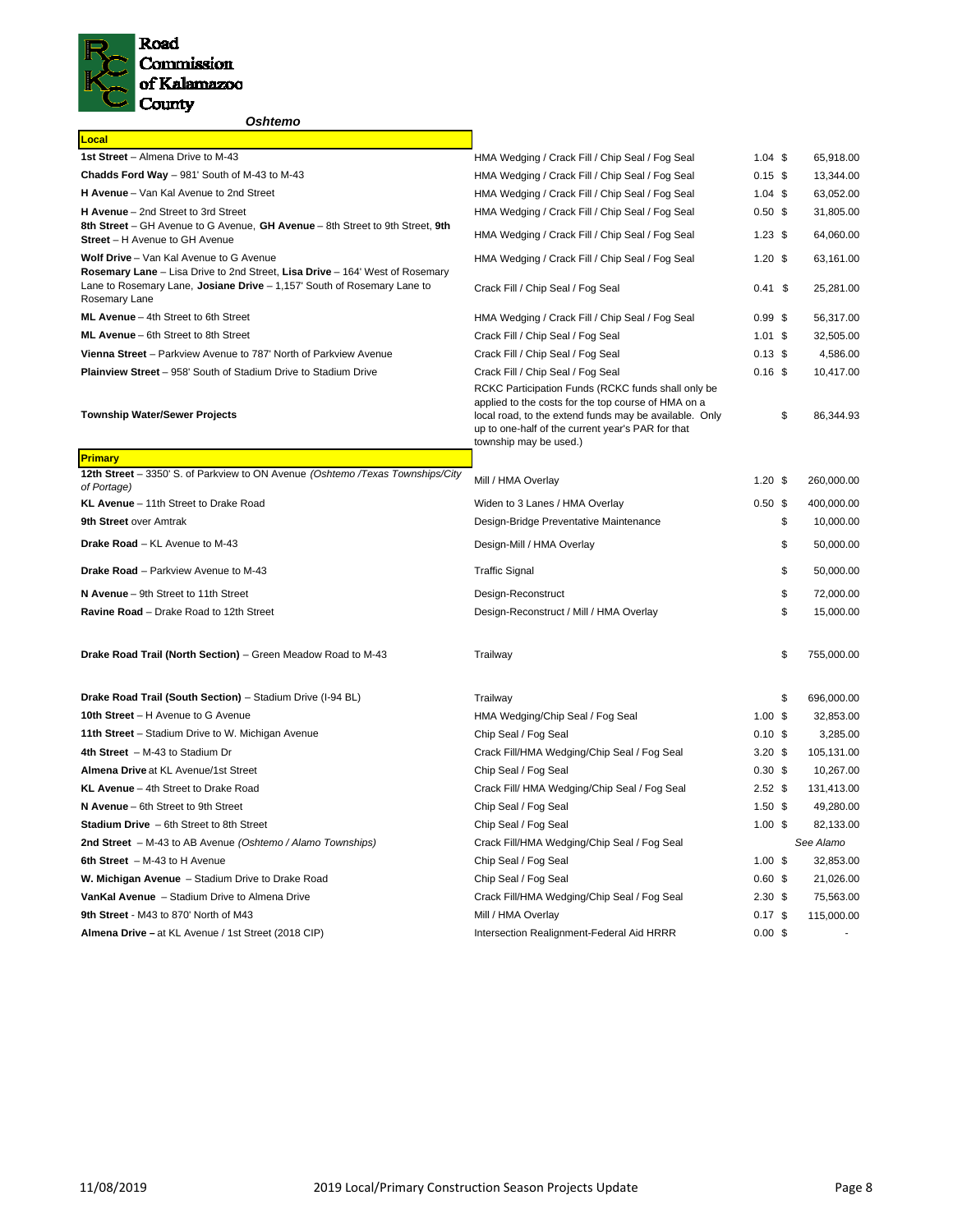Road Commission of Kalamazoo County

### *Oshtemo*

| Local | | | |
|---|---|---|---|
| **1st Street** – Almena Drive to M-43 | HMA Wedging / Crack Fill / Chip Seal / Fog Seal | 1.04 | $ 65,918.00 |
| **Chadds Ford Way** – 981' South of M-43 to M-43 | HMA Wedging / Crack Fill / Chip Seal / Fog Seal | 0.15 | $ 13,344.00 |
| **H Avenue** – Van Kal Avenue to 2nd Street | HMA Wedging / Crack Fill / Chip Seal / Fog Seal | 1.04 | $ 63,052.00 |
| **H Avenue** – 2nd Street to 3rd Street | HMA Wedging / Crack Fill / Chip Seal / Fog Seal | 0.50 | $ 31,805.00 |
| **8th Street** – GH Avenue to G Avenue, **GH Avenue** – 8th Street to 9th Street, **9th Street** – H Avenue to GH Avenue | HMA Wedging / Crack Fill / Chip Seal / Fog Seal | 1.23 | $ 64,060.00 |
| **Wolf Drive** – Van Kal Avenue to G Avenue | HMA Wedging / Crack Fill / Chip Seal / Fog Seal | 1.20 | $ 63,161.00 |
| **Rosemary Lane** – Lisa Drive to 2nd Street, **Lisa Drive** – 164' West of Rosemary Lane to Rosemary Lane, **Josiane Drive** – 1,157' South of Rosemary Lane to Rosemary Lane | Crack Fill / Chip Seal / Fog Seal | 0.41 | $ 25,281.00 |
| **ML Avenue** – 4th Street to 6th Street | HMA Wedging / Crack Fill / Chip Seal / Fog Seal | 0.99 | $ 56,317.00 |
| **ML Avenue** – 6th Street to 8th Street | Crack Fill / Chip Seal / Fog Seal | 1.01 | $ 32,505.00 |
| **Vienna Street** – Parkview Avenue to 787' North of Parkview Avenue | Crack Fill / Chip Seal / Fog Seal | 0.13 | $ 4,586.00 |
| **Plainview Street** – 958' South of Stadium Drive to Stadium Drive | Crack Fill / Chip Seal / Fog Seal | 0.16 | $ 10,417.00 |
| **Township Water/Sewer Projects** | RCKC Participation Funds (RCKC funds shall only be applied to the costs for the top course of HMA on a local road, to the extend funds may be available. Only up to one-half of the current year's PAR for that township may be used.) | | $ 86,344.93 |
| **Primary** | | | |
| **12th Street** – 3350' S. of Parkview to ON Avenue *(Oshtemo /Texas Townships/City of Portage)* | Mill / HMA Overlay | 1.20 | $ 260,000.00 |
| **KL Avenue** – 11th Street to Drake Road | Widen to 3 Lanes / HMA Overlay | 0.50 | $ 400,000.00 |
| **9th Street** over Amtrak | Design-Bridge Preventative Maintenance | | $ 10,000.00 |
| **Drake Road** – KL Avenue to M-43 | Design-Mill / HMA Overlay | | $ 50,000.00 |
| **Drake Road** – Parkview Avenue to M-43 | Traffic Signal | | $ 50,000.00 |
| **N Avenue** – 9th Street to 11th Street | Design-Reconstruct | | $ 72,000.00 |
| **Ravine Road** – Drake Road to 12th Street | Design-Reconstruct / Mill / HMA Overlay | | $ 15,000.00 |
| **Drake Road Trail (North Section)** – Green Meadow Road to M-43 | Trailway | | $ 755,000.00 |
| **Drake Road Trail (South Section)** – Stadium Drive (I-94 BL) | Trailway | | $ 696,000.00 |
| **10th Street** – H Avenue to G Avenue | HMA Wedging/Chip Seal / Fog Seal | 1.00 | $ 32,853.00 |
| **11th Street** – Stadium Drive to W. Michigan Avenue | Chip Seal / Fog Seal | 0.10 | $ 3,285.00 |
| **4th Street** – M-43 to Stadium Dr | Crack Fill/HMA Wedging/Chip Seal / Fog Seal | 3.20 | $ 105,131.00 |
| **Almena Drive** at KL Avenue/1st Street | Chip Seal / Fog Seal | 0.30 | $ 10,267.00 |
| **KL Avenue** – 4th Street to Drake Road | Crack Fill/ HMA Wedging/Chip Seal / Fog Seal | 2.52 | $ 131,413.00 |
| **N Avenue** – 6th Street to 9th Street | Chip Seal / Fog Seal | 1.50 | $ 49,280.00 |
| **Stadium Drive** – 6th Street to 8th Street | Chip Seal / Fog Seal | 1.00 | $ 82,133.00 |
| **2nd Street** – M-43 to AB Avenue *(Oshtemo / Alamo Townships)* | Crack Fill/HMA Wedging/Chip Seal / Fog Seal | | *See Alamo* |
| **6th Street** – M-43 to H Avenue | Chip Seal / Fog Seal | 1.00 | $ 32,853.00 |
| **W. Michigan Avenue** – Stadium Drive to Drake Road | Chip Seal / Fog Seal | 0.60 | $ 21,026.00 |
| **VanKal Avenue** – Stadium Drive to Almena Drive | Crack Fill/HMA Wedging/Chip Seal / Fog Seal | 2.30 | $ 75,563.00 |
| **9th Street** - M43 to 870' North of M43 | Mill / HMA Overlay | 0.17 | $ 115,000.00 |
| **Almena Drive –** at KL Avenue / 1st Street (2018 CIP) | Intersection Realignment-Federal Aid HRRR | 0.00 | $ - |

11/08/2019 | 2019 Local/Primary Construction Season Projects Update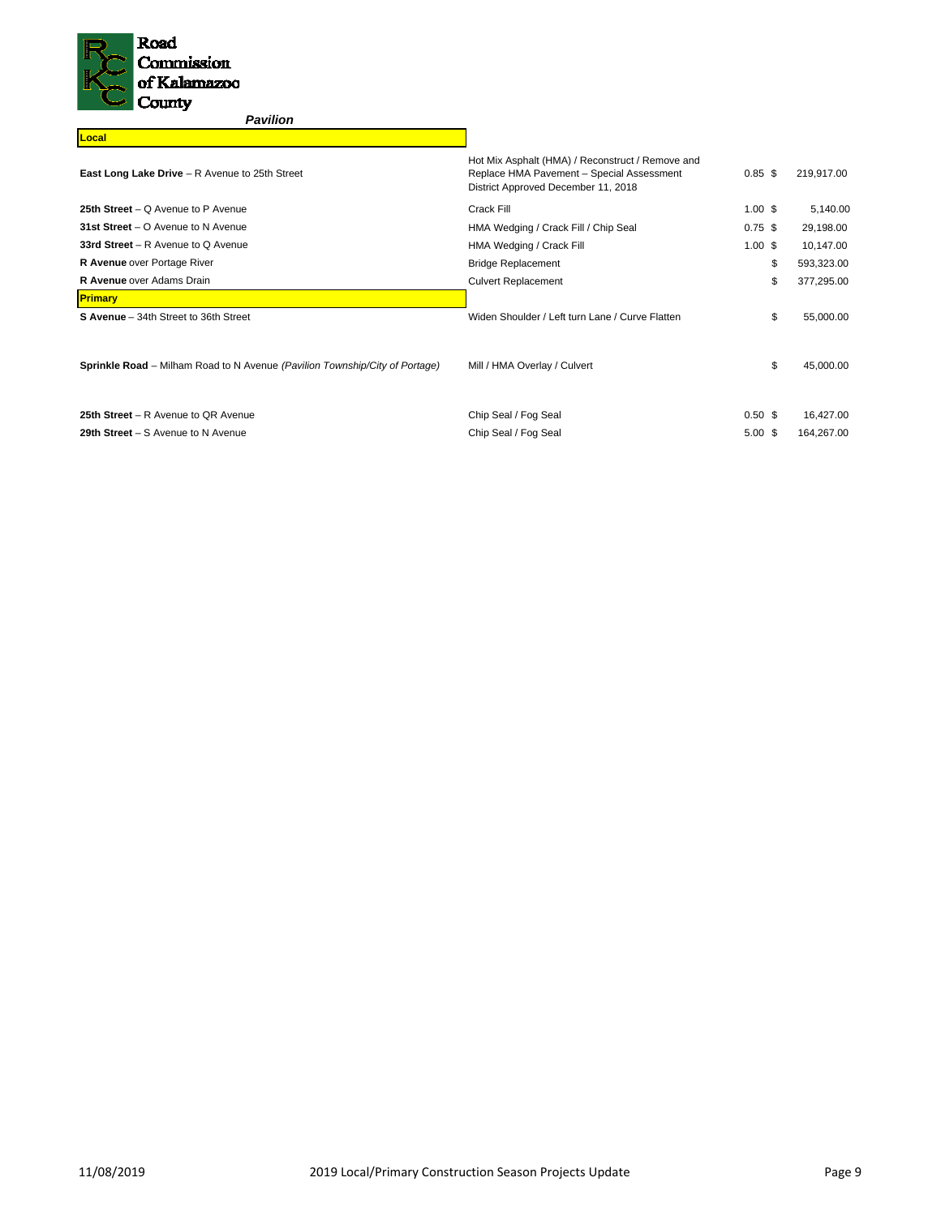Road Commission of Kalamazoo County

***Pavilion***

| Project | Description | Miles | Cost |
|---|---|---|---|
| **Local** | | | |
| **East Long Lake Drive** – R Avenue to 25th Street | Hot Mix Asphalt (HMA) / Reconstruct / Remove and Replace HMA Pavement – Special Assessment District Approved December 11, 2018 | 0.85 | $ 219,917.00 |
| **25th Street** – Q Avenue to P Avenue | Crack Fill | 1.00 | $ 5,140.00 |
| **31st Street** – O Avenue to N Avenue | HMA Wedging / Crack Fill / Chip Seal | 0.75 | $ 29,198.00 |
| **33rd Street** – R Avenue to Q Avenue | HMA Wedging / Crack Fill | 1.00 | $ 10,147.00 |
| **R Avenue** over Portage River | Bridge Replacement | | $ 593,323.00 |
| **R Avenue** over Adams Drain | Culvert Replacement | | $ 377,295.00 |
| **Primary** | | | |
| **S Avenue** – 34th Street to 36th Street | Widen Shoulder / Left turn Lane / Curve Flatten | | $ 55,000.00 |
| **Sprinkle Road** – Milham Road to N Avenue *(Pavilion Township/City of Portage)* | Mill / HMA Overlay / Culvert | | $ 45,000.00 |
| **25th Street** – R Avenue to QR Avenue | Chip Seal / Fog Seal | 0.50 | $ 16,427.00 |
| **29th Street** – S Avenue to N Avenue | Chip Seal / Fog Seal | 5.00 | $ 164,267.00 |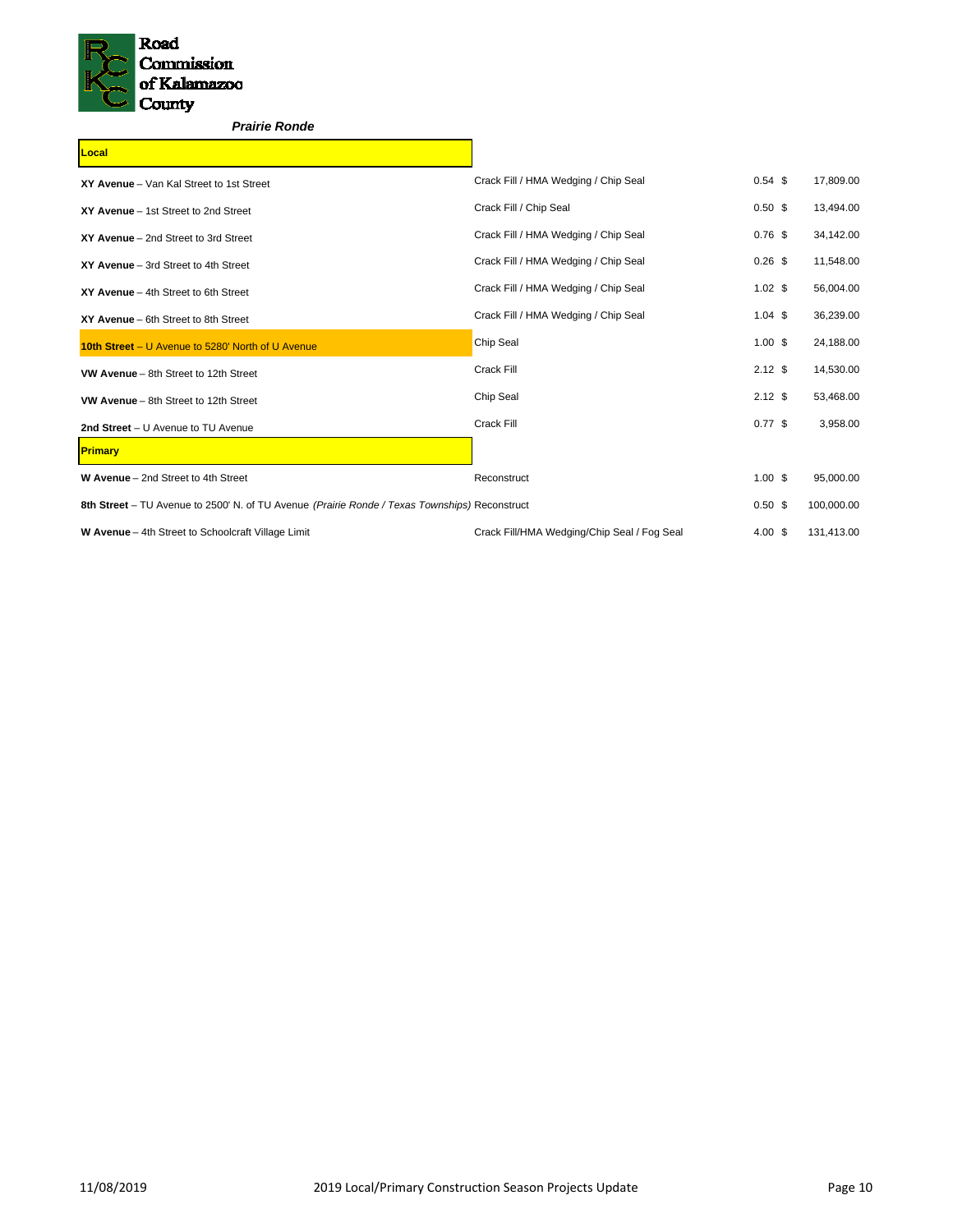Road Commission of Kalamazoo County

***Prairie Ronde***

| Location | Treatment | Miles | Cost |
|---|---|---|---|
| **Local** | | | |
| **XY Avenue** – Van Kal Street to 1st Street | Crack Fill / HMA Wedging / Chip Seal | 0.54 | $ 17,809.00 |
| **XY Avenue** – 1st Street to 2nd Street | Crack Fill / Chip Seal | 0.50 | $ 13,494.00 |
| **XY Avenue** – 2nd Street to 3rd Street | Crack Fill / HMA Wedging / Chip Seal | 0.76 | $ 34,142.00 |
| **XY Avenue** – 3rd Street to 4th Street | Crack Fill / HMA Wedging / Chip Seal | 0.26 | $ 11,548.00 |
| **XY Avenue** – 4th Street to 6th Street | Crack Fill / HMA Wedging / Chip Seal | 1.02 | $ 56,004.00 |
| **XY Avenue** – 6th Street to 8th Street | Crack Fill / HMA Wedging / Chip Seal | 1.04 | $ 36,239.00 |
| **10th Street** – U Avenue to 5280' North of U Avenue | Chip Seal | 1.00 | $ 24,188.00 |
| **VW Avenue** – 8th Street to 12th Street | Crack Fill | 2.12 | $ 14,530.00 |
| **VW Avenue** – 8th Street to 12th Street | Chip Seal | 2.12 | $ 53,468.00 |
| **2nd Street** – U Avenue to TU Avenue | Crack Fill | 0.77 | $ 3,958.00 |
| **Primary** | | | |
| **W Avenue** – 2nd Street to 4th Street | Reconstruct | 1.00 | $ 95,000.00 |
| **8th Street** – TU Avenue to 2500' N. of TU Avenue *(Prairie Ronde / Texas Townships)* | Reconstruct | 0.50 | $ 100,000.00 |
| **W Avenue** – 4th Street to Schoolcraft Village Limit | Crack Fill/HMA Wedging/Chip Seal / Fog Seal | 4.00 | $ 131,413.00 |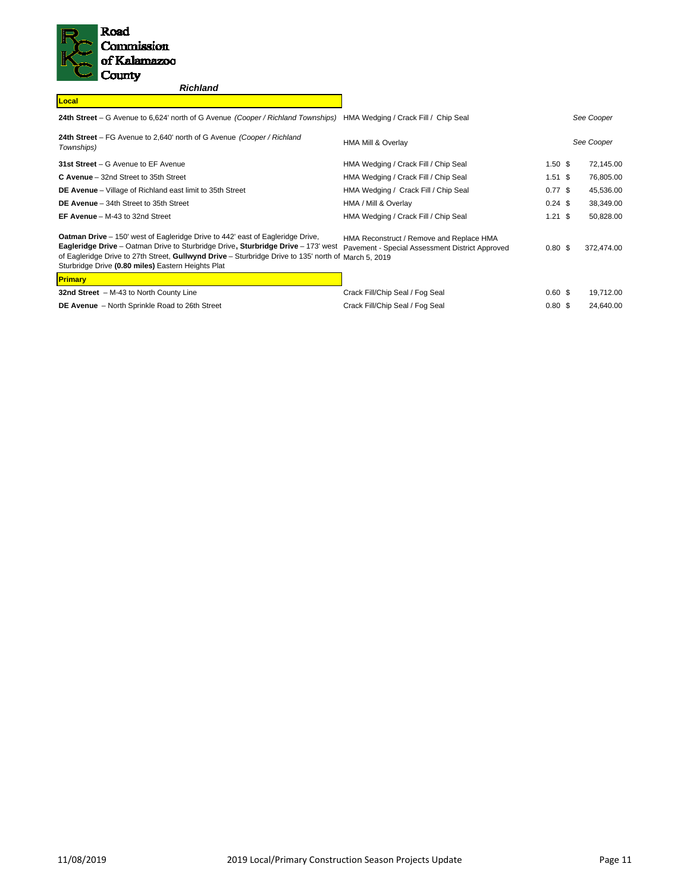Road Commission of Kalamazoo County

## *Richland*

| **Local** | | | |
|---|---|---|---|
| **24th Street** – G Avenue to 6,624' north of G Avenue *(Cooper / Richland Townships)* | HMA Wedging / Crack Fill / Chip Seal | | *See Cooper* |
| **24th Street** – FG Avenue to 2,640' north of G Avenue *(Cooper / Richland Townships)* | HMA Mill & Overlay | | *See Cooper* |
| **31st Street** – G Avenue to EF Avenue | HMA Wedging / Crack Fill / Chip Seal | 1.50 | $ 72,145.00 |
| **C Avenue** – 32nd Street to 35th Street | HMA Wedging / Crack Fill / Chip Seal | 1.51 | $ 76,805.00 |
| **DE Avenue** – Village of Richland east limit to 35th Street | HMA Wedging / Crack Fill / Chip Seal | 0.77 | $ 45,536.00 |
| **DE Avenue** – 34th Street to 35th Street | HMA / Mill & Overlay | 0.24 | $ 38,349.00 |
| **EF Avenue** – M-43 to 32nd Street | HMA Wedging / Crack Fill / Chip Seal | 1.21 | $ 50,828.00 |
| **Oatman Drive** – 150' west of Eagleridge Drive to 442' east of Eagleridge Drive, **Eagleridge Drive** – Oatman Drive to Sturbridge Drive**, Sturbridge Drive** – 173' west of Eagleridge Drive to 27th Street, **Gullwynd Drive** – Sturbridge Drive to 135' north of Sturbridge Drive **(0.80 miles)** Eastern Heights Plat | HMA Reconstruct / Remove and Replace HMA Pavement - Special Assessment District Approved March 5, 2019 | 0.80 | $ 372,474.00 |
| **Primary** | | | |
| **32nd Street** – M-43 to North County Line | Crack Fill/Chip Seal / Fog Seal | 0.60 | $ 19,712.00 |
| **DE Avenue** – North Sprinkle Road to 26th Street | Crack Fill/Chip Seal / Fog Seal | 0.80 | $ 24,640.00 |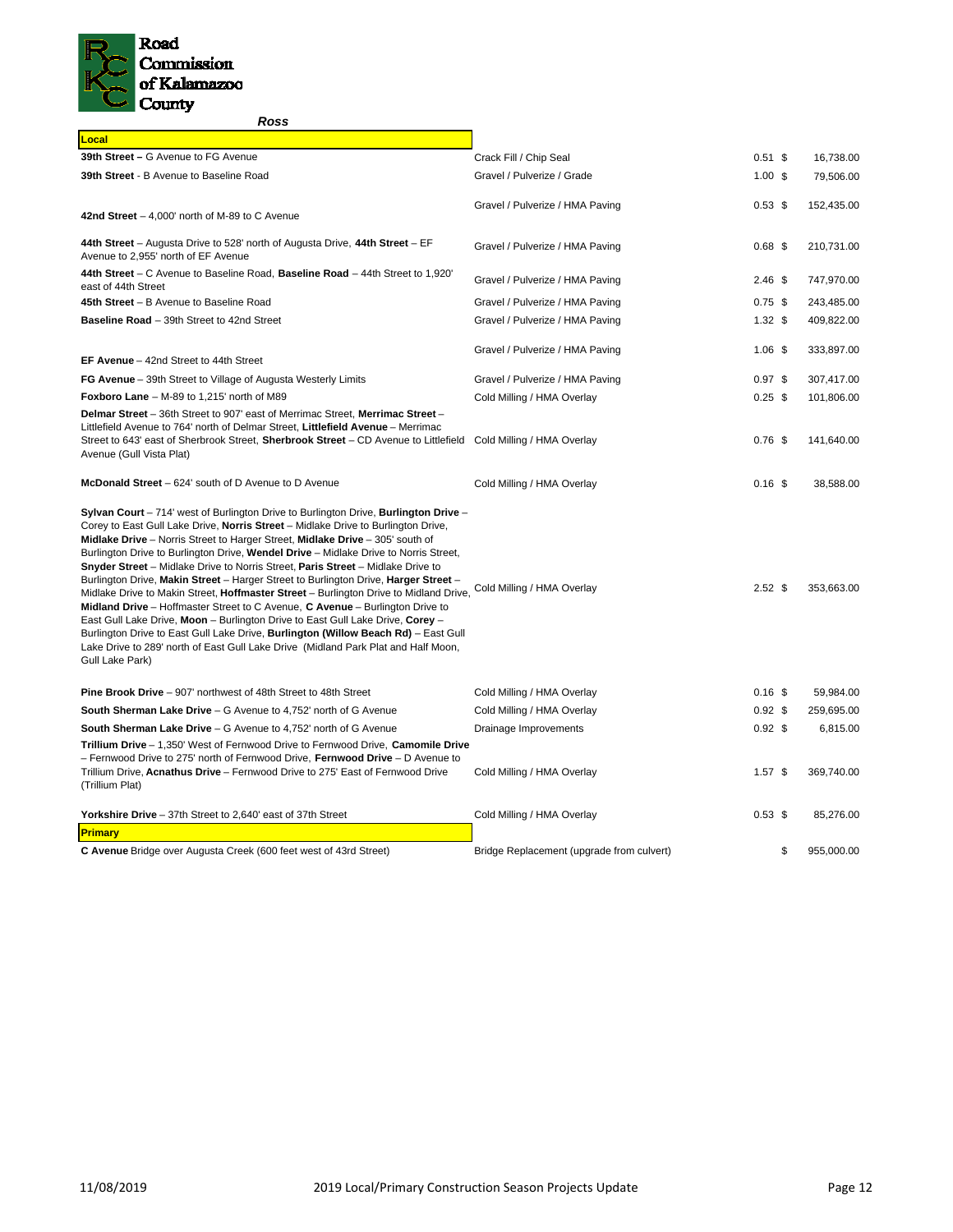Road Commission of Kalamazoo County

***Ross***

| Local | | | |
|---|---|---|---|
| **39th Street –** G Avenue to FG Avenue | Crack Fill / Chip Seal | 0.51 | $ 16,738.00 |
| **39th Street** - B Avenue to Baseline Road | Gravel / Pulverize / Grade | 1.00 | $ 79,506.00 |
| **42nd Street** – 4,000' north of M-89 to C Avenue | Gravel / Pulverize / HMA Paving | 0.53 | $ 152,435.00 |
| **44th Street** – Augusta Drive to 528' north of Augusta Drive, **44th Street** – EF Avenue to 2,955' north of EF Avenue | Gravel / Pulverize / HMA Paving | 0.68 | $ 210,731.00 |
| **44th Street** – C Avenue to Baseline Road, **Baseline Road** – 44th Street to 1,920' east of 44th Street | Gravel / Pulverize / HMA Paving | 2.46 | $ 747,970.00 |
| **45th Street** – B Avenue to Baseline Road | Gravel / Pulverize / HMA Paving | 0.75 | $ 243,485.00 |
| **Baseline Road** – 39th Street to 42nd Street | Gravel / Pulverize / HMA Paving | 1.32 | $ 409,822.00 |
| **EF Avenue** – 42nd Street to 44th Street | Gravel / Pulverize / HMA Paving | 1.06 | $ 333,897.00 |
| **FG Avenue** – 39th Street to Village of Augusta Westerly Limits | Gravel / Pulverize / HMA Paving | 0.97 | $ 307,417.00 |
| **Foxboro Lane** – M-89 to 1,215' north of M89 | Cold Milling / HMA Overlay | 0.25 | $ 101,806.00 |
| **Delmar Street** – 36th Street to 907' east of Merrimac Street, **Merrimac Street** – Littlefield Avenue to 764' north of Delmar Street, **Littlefield Avenue** – Merrimac Street to 643' east of Sherbrook Street, **Sherbrook Street** – CD Avenue to Littlefield Avenue (Gull Vista Plat) | Cold Milling / HMA Overlay | 0.76 | $ 141,640.00 |
| **McDonald Street** – 624' south of D Avenue to D Avenue | Cold Milling / HMA Overlay | 0.16 | $ 38,588.00 |
| **Sylvan Court** – 714' west of Burlington Drive to Burlington Drive, **Burlington Drive** – Corey to East Gull Lake Drive, **Norris Street** – Midlake Drive to Burlington Drive, **Midlake Drive** – Norris Street to Harger Street, **Midlake Drive** – 305' south of Burlington Drive to Burlington Drive, **Wendel Drive** – Midlake Drive to Norris Street, **Snyder Street** – Midlake Drive to Norris Street, **Paris Street** – Midlake Drive to Burlington Drive, **Makin Street** – Harger Street to Burlington Drive, **Harger Street** – Midlake Drive to Makin Street, **Hoffmaster Street** – Burlington Drive to Midland Drive, **Midland Drive** – Hoffmaster Street to C Avenue, **C Avenue** – Burlington Drive to East Gull Lake Drive, **Moon** – Burlington Drive to East Gull Lake Drive, **Corey** – Burlington Drive to East Gull Lake Drive, **Burlington (Willow Beach Rd)** – East Gull Lake Drive to 289' north of East Gull Lake Drive (Midland Park Plat and Half Moon, Gull Lake Park) | Cold Milling / HMA Overlay | 2.52 | $ 353,663.00 |
| **Pine Brook Drive** – 907' northwest of 48th Street to 48th Street | Cold Milling / HMA Overlay | 0.16 | $ 59,984.00 |
| **South Sherman Lake Drive** – G Avenue to 4,752' north of G Avenue | Cold Milling / HMA Overlay | 0.92 | $ 259,695.00 |
| **South Sherman Lake Drive** – G Avenue to 4,752' north of G Avenue | Drainage Improvements | 0.92 | $ 6,815.00 |
| **Trillium Drive** – 1,350' West of Fernwood Drive to Fernwood Drive, **Camomile Drive** – Fernwood Drive to 275' north of Fernwood Drive, **Fernwood Drive** – D Avenue to Trillium Drive, **Acnathus Drive** – Fernwood Drive to 275' East of Fernwood Drive (Trillium Plat) | Cold Milling / HMA Overlay | 1.57 | $ 369,740.00 |
| **Yorkshire Drive** – 37th Street to 2,640' east of 37th Street | Cold Milling / HMA Overlay | 0.53 | $ 85,276.00 |
| **Primary** | | | |
| **C Avenue** Bridge over Augusta Creek (600 feet west of 43rd Street) | Bridge Replacement (upgrade from culvert) | | $ 955,000.00 |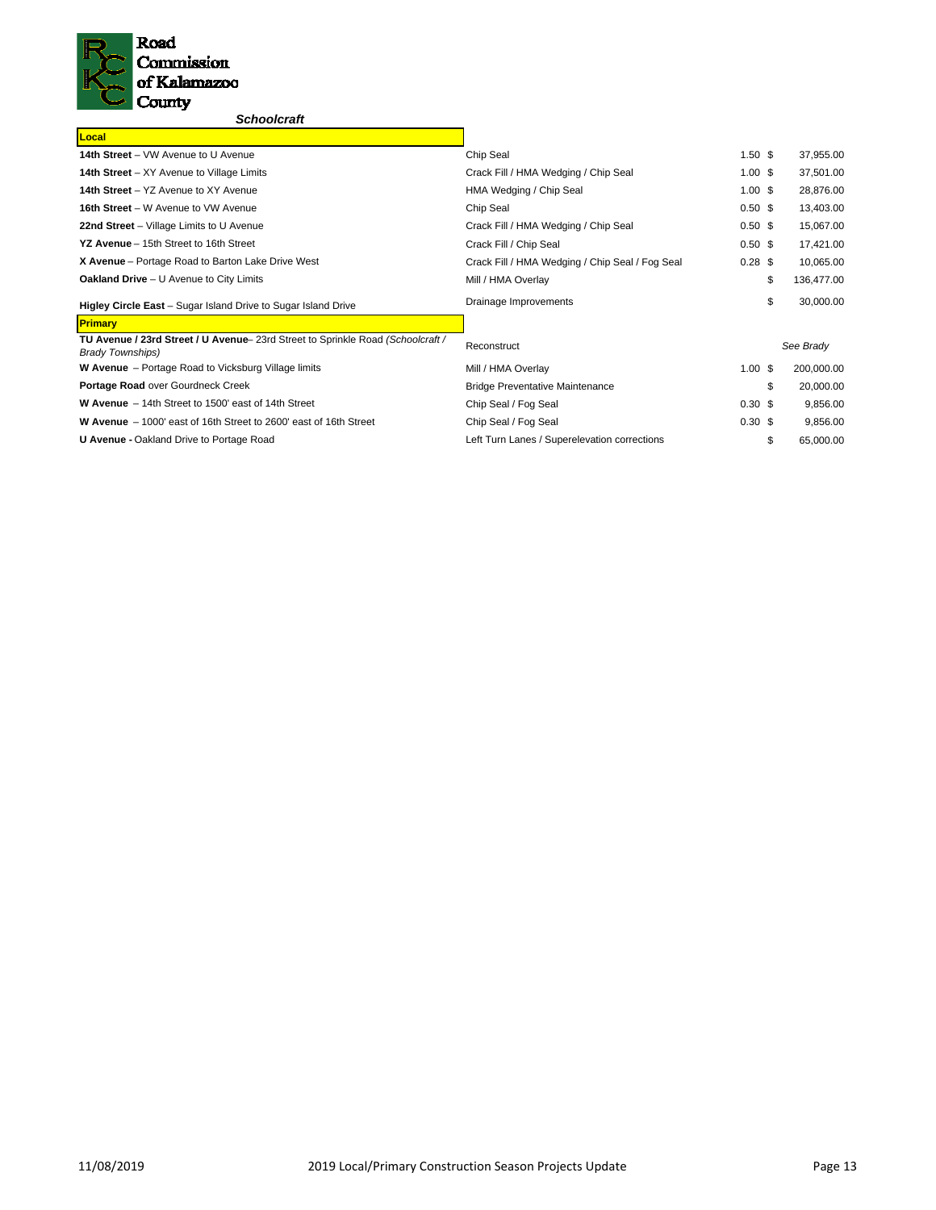Road Commission of Kalamazoo County

***Schoolcraft***

| Project | Work Type | Miles | Cost |
|---|---|---|---|
| **Local** | | | |
| **14th Street** – VW Avenue to U Avenue | Chip Seal | 1.50 | $ 37,955.00 |
| **14th Street** – XY Avenue to Village Limits | Crack Fill / HMA Wedging / Chip Seal | 1.00 | $ 37,501.00 |
| **14th Street** – YZ Avenue to XY Avenue | HMA Wedging / Chip Seal | 1.00 | $ 28,876.00 |
| **16th Street** – W Avenue to VW Avenue | Chip Seal | 0.50 | $ 13,403.00 |
| **22nd Street** – Village Limits to U Avenue | Crack Fill / HMA Wedging / Chip Seal | 0.50 | $ 15,067.00 |
| **YZ Avenue** – 15th Street to 16th Street | Crack Fill / Chip Seal | 0.50 | $ 17,421.00 |
| **X Avenue** – Portage Road to Barton Lake Drive West | Crack Fill / HMA Wedging / Chip Seal / Fog Seal | 0.28 | $ 10,065.00 |
| **Oakland Drive** – U Avenue to City Limits | Mill / HMA Overlay | | $ 136,477.00 |
| **Higley Circle East** – Sugar Island Drive to Sugar Island Drive | Drainage Improvements | | $ 30,000.00 |
| **Primary** | | | |
| **TU Avenue / 23rd Street / U Avenue**– 23rd Street to Sprinkle Road *(Schoolcraft / Brady Townships)* | Reconstruct | | *See Brady* |
| **W Avenue** – Portage Road to Vicksburg Village limits | Mill / HMA Overlay | 1.00 | $ 200,000.00 |
| **Portage Road** over Gourdneck Creek | Bridge Preventative Maintenance | | $ 20,000.00 |
| **W Avenue** – 14th Street to 1500' east of 14th Street | Chip Seal / Fog Seal | 0.30 | $ 9,856.00 |
| **W Avenue** – 1000' east of 16th Street to 2600' east of 16th Street | Chip Seal / Fog Seal | 0.30 | $ 9,856.00 |
| **U Avenue -** Oakland Drive to Portage Road | Left Turn Lanes / Superelevation corrections | | $ 65,000.00 |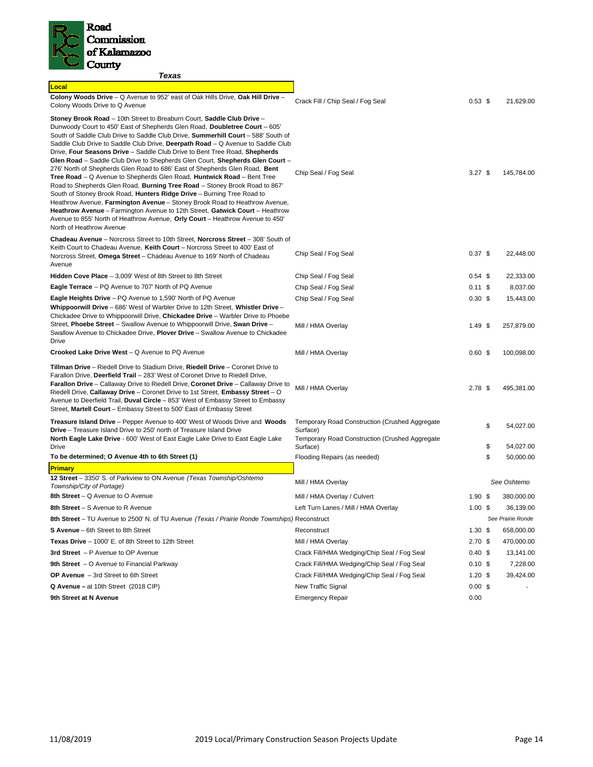Road Commission of Kalamazoo County

### Texas

| Location | Work Type | Miles | Cost |
|---|---|---|---|
| **Local** | | | |
| **Colony Woods Drive** – Q Avenue to 952' east of Oak Hills Drive, **Oak Hill Drive** – Colony Woods Drive to Q Avenue | Crack Fill / Chip Seal / Fog Seal | 0.53 | $ 21,629.00 |
| **Stoney Brook Road** – 10th Street to Breaburn Court, **Saddle Club Drive** – Dunwoody Court to 450' East of Shepherds Glen Road, **Doubletree Court** – 605' South of Saddle Club Drive to Saddle Club Drive, **Summerhill Court** – 588' South of Saddle Club Drive to Saddle Club Drive, **Deerpath Road** – Q Avenue to Saddle Club Drive, **Four Seasons Drive** – Saddle Club Drive to Bent Tree Road, **Shepherds Glen Road** – Saddle Club Drive to Shepherds Glen Court, **Shepherds Glen Court** – 276' North of Shepherds Glen Road to 686' East of Shepherds Glen Road, **Bent Tree Road** – Q Avenue to Shepherds Glen Road, **Huntwick Road** – Bent Tree Road to Shepherds Glen Road, **Burning Tree Road** – Stoney Brook Road to 867' South of Stoney Brook Road, **Hunters Ridge Drive** – Burning Tree Road to Heathrow Avenue, **Farmington Avenue** – Stoney Brook Road to Heathrow Avenue, **Heathrow Avenue** – Farmington Avenue to 12th Street, **Gatwick Court** – Heathrow Avenue to 855' North of Heathrow Avenue, **Orly Court** – Heathrow Avenue to 450' North of Heathrow Avenue | Chip Seal / Fog Seal | 3.27 | $ 145,784.00 |
| **Chadeau Avenue** – Norcross Street to 10th Street, **Norcross Street** – 308' South of Keith Court to Chadeau Avenue, **Keith Court** – Norcross Street to 400' East of Norcross Street, **Omega Street** – Chadeau Avenue to 169' North of Chadeau Avenue | Chip Seal / Fog Seal | 0.37 | $ 22,448.00 |
| **Hidden Cove Place** – 3,009' West of 8th Street to 8th Street | Chip Seal / Fog Seal | 0.54 | $ 22,333.00 |
| **Eagle Terrace** – PQ Avenue to 707' North of PQ Avenue | Chip Seal / Fog Seal | 0.11 | $ 8,037.00 |
| **Eagle Heights Drive** – PQ Avenue to 1,590' North of PQ Avenue | Chip Seal / Fog Seal | 0.30 | $ 15,443.00 |
| **Whippoorwill Drive** – 686' West of Warbler Drive to 12th Street, **Whistler Drive** – Chickadee Drive to Whippoorwill Drive, **Chickadee Drive** – Warbler Drive to Phoebe Street, **Phoebe Street** – Swallow Avenue to Whippoorwill Drive, **Swan Drive** – Swallow Avenue to Chickadee Drive, **Plover Drive** – Swallow Avenue to Chickadee Drive | Mill / HMA Overlay | 1.49 | $ 257,879.00 |
| **Crooked Lake Drive West** – Q Avenue to PQ Avenue | Mill / HMA Overlay | 0.60 | $ 100,098.00 |
| **Tillman Drive** – Riedell Drive to Stadium Drive, **Riedell Drive** – Coronet Drive to Farallon Drive, **Deerfield Trail** – 283' West of Coronet Drive to Riedell Drive, **Farallon Drive** – Callaway Drive to Riedell Drive, **Coronet Drive** – Callaway Drive to Riedell Drive, **Callaway Drive** – Coronet Drive to 1st Street, **Embassy Street** – O Avenue to Deerfield Trail, **Duval Circle** – 853' West of Embassy Street to Embassy Street, **Martell Court** – Embassy Street to 500' East of Embassy Street | Mill / HMA Overlay | 2.78 | $ 495,381.00 |
| **Treasure Island Drive** – Pepper Avenue to 400' West of Woods Drive and **Woods Drive** – Treasure Island Drive to 250' north of Treasure Island Drive | Temporary Road Construction (Crushed Aggregate Surface) | | $ 54,027.00 |
| **North Eagle Lake Drive** - 600' West of East Eagle Lake Drive to East Eagle Lake Drive | Temporary Road Construction (Crushed Aggregate Surface) | | $ 54,027.00 |
| **To be determined; O Avenue 4th to 6th Street (1)** | Flooding Repairs (as needed) | | $ 50,000.00 |
| **Primary** | | | |
| **12 Street** – 3350' S. of Parkview to ON Avenue *(Texas Township/Oshtemo Township/City of Portage)* | Mill / HMA Overlay | | *See Oshtemo* |
| **8th Street** – Q Avenue to O Avenue | Mill / HMA Overlay / Culvert | 1.90 | $ 380,000.00 |
| **8th Street** – S Avenue to R Avenue | Left Turn Lanes / Mill / HMA Overlay | 1.00 | $ 36,139.00 |
| **8th Street** – TU Avenue to 2500' N. of TU Avenue *(Texas / Prairie Ronde Townships)* | Reconstruct | | *See Prairie Ronde* |
| **S Avenue** – 6th Street to 8th Street | Reconstruct | 1.30 | $ 658,000.00 |
| **Texas Drive** – 1000' E. of 8th Street to 12th Street | Mill / HMA Overlay | 2.70 | $ 470,000.00 |
| **3rd Street** – P Avenue to OP Avenue | Crack Fill/HMA Wedging/Chip Seal / Fog Seal | 0.40 | $ 13,141.00 |
| **9th Street** – O Avenue to Financial Parkway | Crack Fill/HMA Wedging/Chip Seal / Fog Seal | 0.10 | $ 7,228.00 |
| **OP Avenue** – 3rd Street to 6th Street | Crack Fill/HMA Wedging/Chip Seal / Fog Seal | 1.20 | $ 39,424.00 |
| **Q Avenue –** at 10th Street (2018 CIP) | New Traffic Signal | 0.00 | $ - |
| **9th Street at N Avenue** | Emergency Repair | 0.00 | |

11/08/2019 2019 Local/Primary Construction Season Projects Update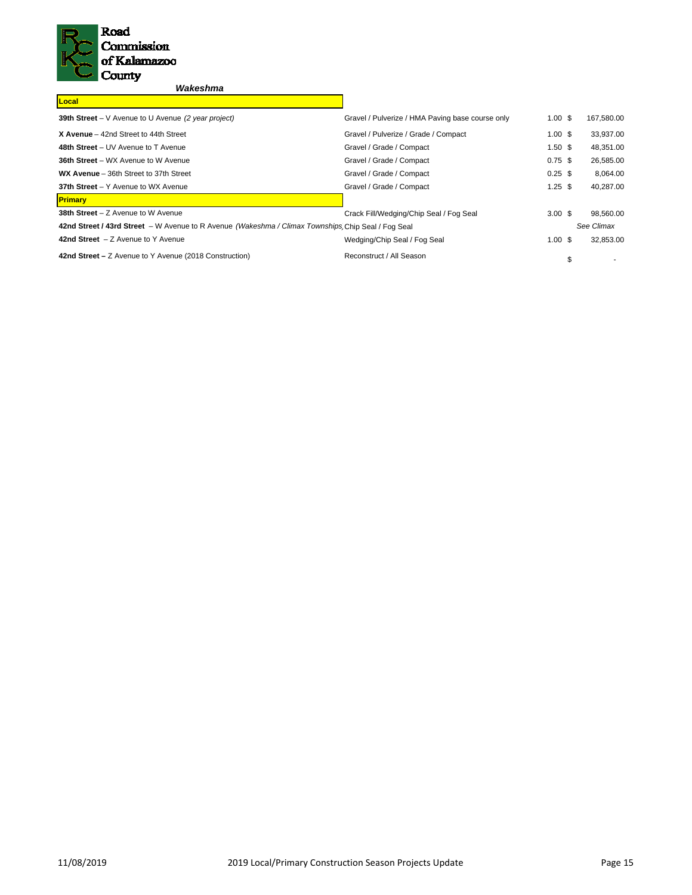Road Commission of Kalamazoo County

### *Wakeshma*

| Project | Work | Miles | Cost |
| --- | --- | --- | --- |
| **Local** | | | |
| **39th Street** – V Avenue to U Avenue *(2 year project)* | Gravel / Pulverize / HMA Paving base course only | 1.00 | $ 167,580.00 |
| **X Avenue** – 42nd Street to 44th Street | Gravel / Pulverize / Grade / Compact | 1.00 | $ 33,937.00 |
| **48th Street** – UV Avenue to T Avenue | Gravel / Grade / Compact | 1.50 | $ 48,351.00 |
| **36th Street** – WX Avenue to W Avenue | Gravel / Grade / Compact | 0.75 | $ 26,585.00 |
| **WX Avenue** – 36th Street to 37th Street | Gravel / Grade / Compact | 0.25 | $ 8,064.00 |
| **37th Street** – Y Avenue to WX Avenue | Gravel / Grade / Compact | 1.25 | $ 40,287.00 |
| **Primary** | | | |
| **38th Street** – Z Avenue to W Avenue | Crack Fill/Wedging/Chip Seal / Fog Seal | 3.00 | $ 98,560.00 |
| **42nd Street / 43rd Street** – W Avenue to R Avenue *(Wakeshma / Climax Townships)* | Chip Seal / Fog Seal | | *See Climax* |
| **42nd Street** – Z Avenue to Y Avenue | Wedging/Chip Seal / Fog Seal | 1.00 | $ 32,853.00 |
| **42nd Street –** Z Avenue to Y Avenue (2018 Construction) | Reconstruct / All Season | | $ - |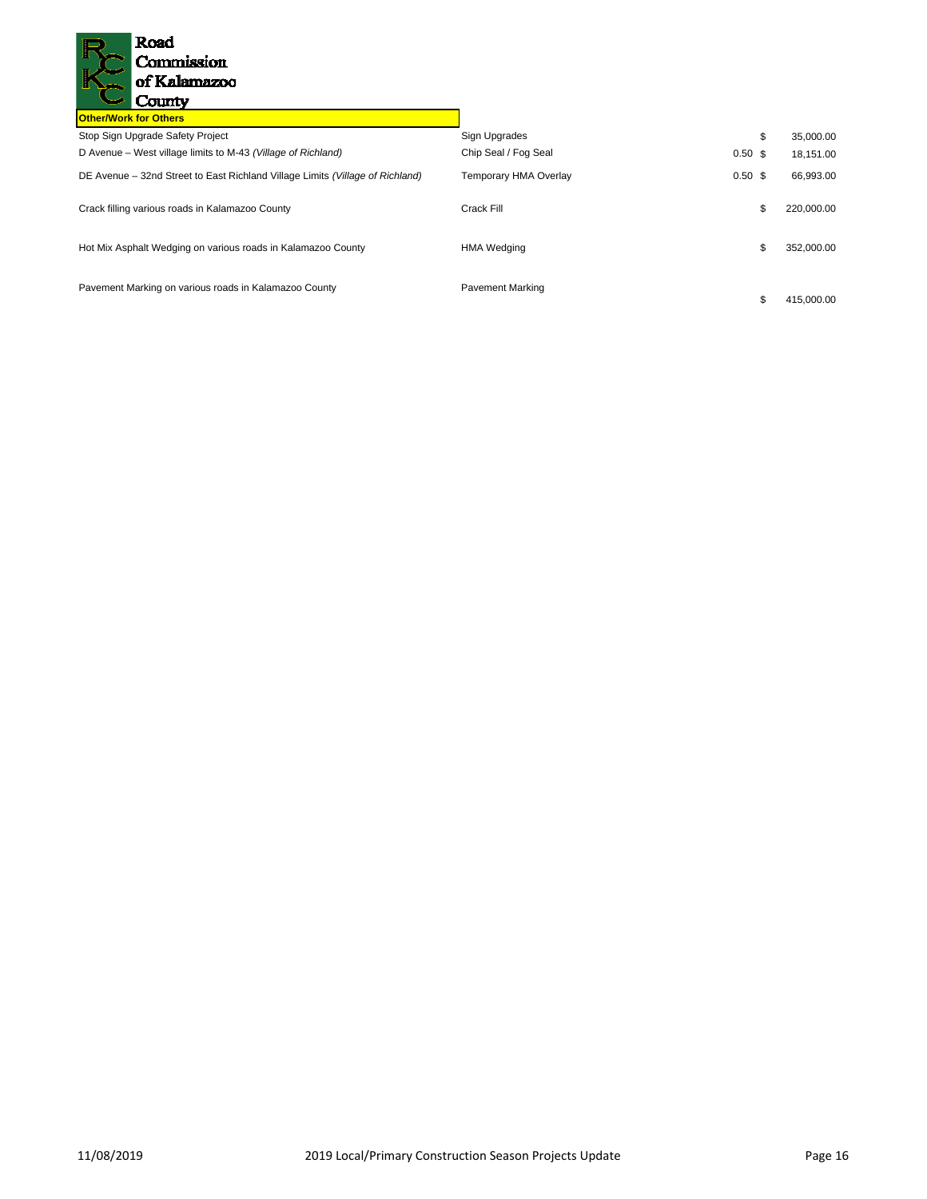Road Commission of Kalamazoo County

| Other/Work for Others | | | |
| --- | --- | --- | --- |
| Stop Sign Upgrade Safety Project | Sign Upgrades | | $ 35,000.00 |
| D Avenue – West village limits to M-43 *(Village of Richland)* | Chip Seal / Fog Seal | 0.50 | $ 18,151.00 |
| DE Avenue – 32nd Street to East Richland Village Limits *(Village of Richland)* | Temporary HMA Overlay | 0.50 | $ 66,993.00 |
| Crack filling various roads in Kalamazoo County | Crack Fill | | $ 220,000.00 |
| Hot Mix Asphalt Wedging on various roads in Kalamazoo County | HMA Wedging | | $ 352,000.00 |
| Pavement Marking on various roads in Kalamazoo County | Pavement Marking | | $ 415,000.00 |